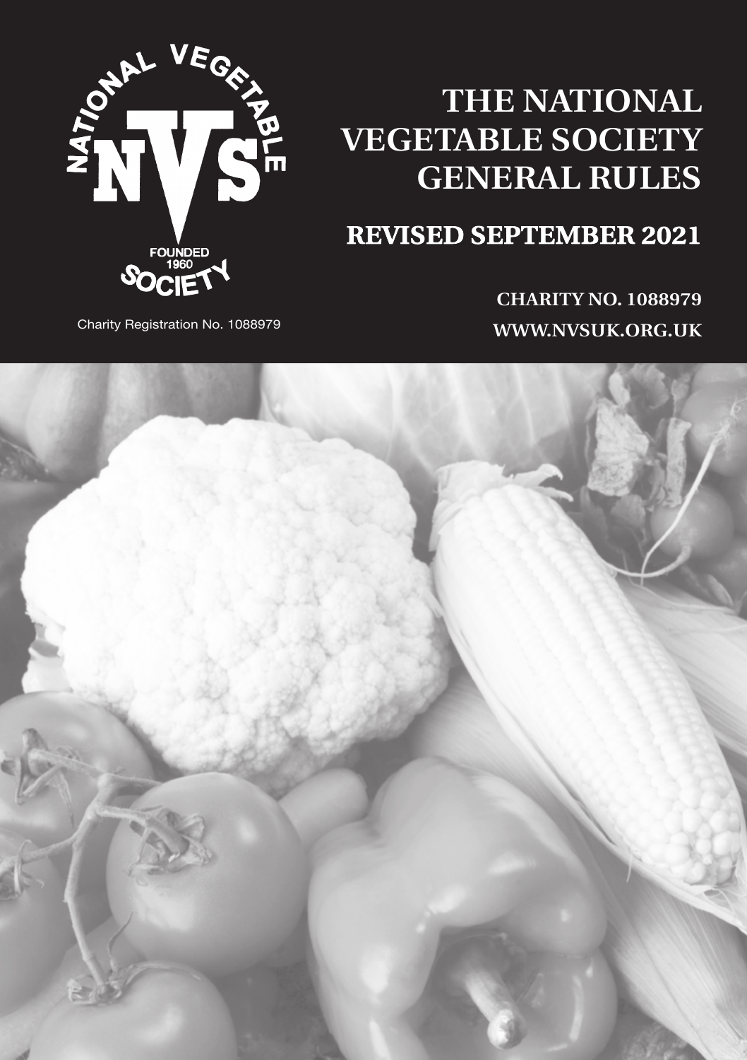# THE NATIONAL VEGETABLE SOCIETY GENERAL RULES

## REVISED SEPTEMBER 2021

NATIONAL VEGETABLE SOCIETY

NVS

FOUNDED 1960

Charity Registration No. 1088979

**CHARITY NO. 1088979**

**WWW.NVSUK.ORG.UK**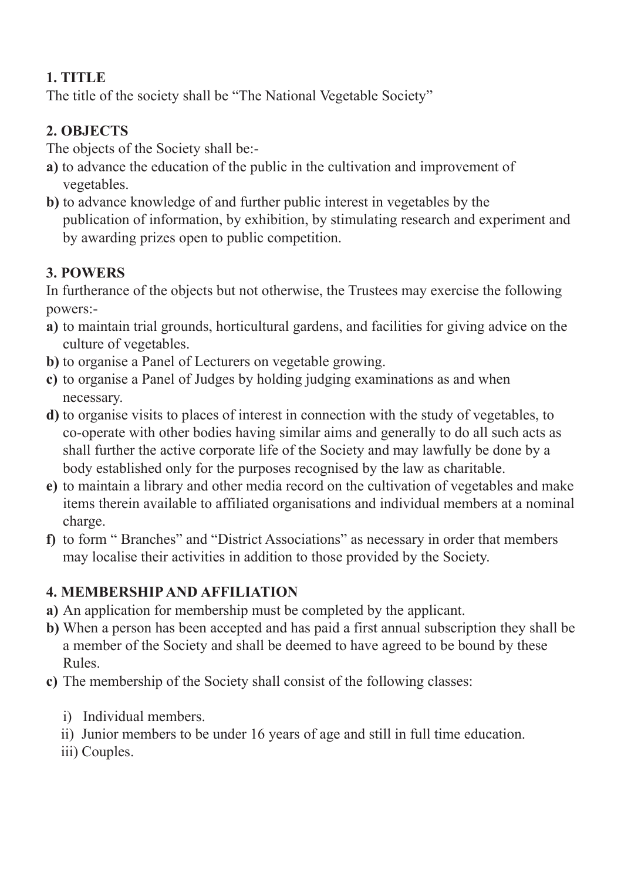## 1. TITLE

The title of the society shall be "The National Vegetable Society"

## 2. OBJECTS

The objects of the Society shall be:-

**a)** to advance the education of the public in the cultivation and improvement of vegetables.

**b)** to advance knowledge of and further public interest in vegetables by the publication of information, by exhibition, by stimulating research and experiment and by awarding prizes open to public competition.

## 3. POWERS

In furtherance of the objects but not otherwise, the Trustees may exercise the following powers:-

**a)** to maintain trial grounds, horticultural gardens, and facilities for giving advice on the culture of vegetables.

**b)** to organise a Panel of Lecturers on vegetable growing.

**c)** to organise a Panel of Judges by holding judging examinations as and when necessary.

**d)** to organise visits to places of interest in connection with the study of vegetables, to co-operate with other bodies having similar aims and generally to do all such acts as shall further the active corporate life of the Society and may lawfully be done by a body established only for the purposes recognised by the law as charitable.

**e)** to maintain a library and other media record on the cultivation of vegetables and make items therein available to affiliated organisations and individual members at a nominal charge.

**f)** to form " Branches" and "District Associations" as necessary in order that members may localise their activities in addition to those provided by the Society.

## 4. MEMBERSHIP AND AFFILIATION

**a)** An application for membership must be completed by the applicant.

**b)** When a person has been accepted and has paid a first annual subscription they shall be a member of the Society and shall be deemed to have agreed to be bound by these Rules.

**c)** The membership of the Society shall consist of the following classes:

i) Individual members.

ii) Junior members to be under 16 years of age and still in full time education.

iii) Couples.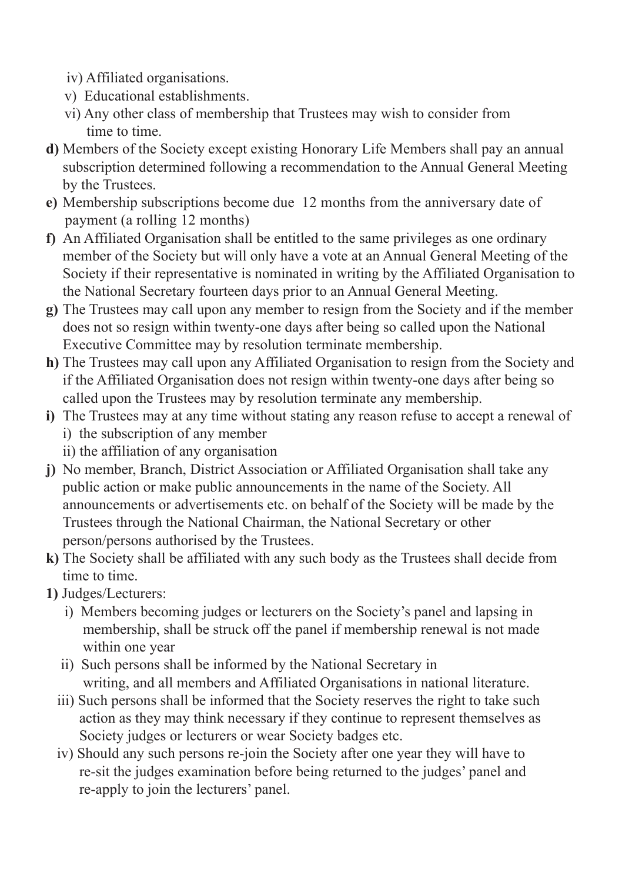iv) Affiliated organisations.
v) Educational establishments.
vi) Any other class of membership that Trustees may wish to consider from time to time.

**d)** Members of the Society except existing Honorary Life Members shall pay an annual subscription determined following a recommendation to the Annual General Meeting by the Trustees.

**e)** Membership subscriptions become due 12 months from the anniversary date of payment (a rolling 12 months)

**f)** An Affiliated Organisation shall be entitled to the same privileges as one ordinary member of the Society but will only have a vote at an Annual General Meeting of the Society if their representative is nominated in writing by the Affiliated Organisation to the National Secretary fourteen days prior to an Annual General Meeting.

**g)** The Trustees may call upon any member to resign from the Society and if the member does not so resign within twenty-one days after being so called upon the National Executive Committee may by resolution terminate membership.

**h)** The Trustees may call upon any Affiliated Organisation to resign from the Society and if the Affiliated Organisation does not resign within twenty-one days after being so called upon the Trustees may by resolution terminate any membership.

**i)** The Trustees may at any time without stating any reason refuse to accept a renewal of
i) the subscription of any member
ii) the affiliation of any organisation

**j)** No member, Branch, District Association or Affiliated Organisation shall take any public action or make public announcements in the name of the Society. All announcements or advertisements etc. on behalf of the Society will be made by the Trustees through the National Chairman, the National Secretary or other person/persons authorised by the Trustees.

**k)** The Society shall be affiliated with any such body as the Trustees shall decide from time to time.

**l)** Judges/Lecturers:
i) Members becoming judges or lecturers on the Society's panel and lapsing in membership, shall be struck off the panel if membership renewal is not made within one year
ii) Such persons shall be informed by the National Secretary in writing, and all members and Affiliated Organisations in national literature.
iii) Such persons shall be informed that the Society reserves the right to take such action as they may think necessary if they continue to represent themselves as Society judges or lecturers or wear Society badges etc.
iv) Should any such persons re-join the Society after one year they will have to re-sit the judges examination before being returned to the judges' panel and re-apply to join the lecturers' panel.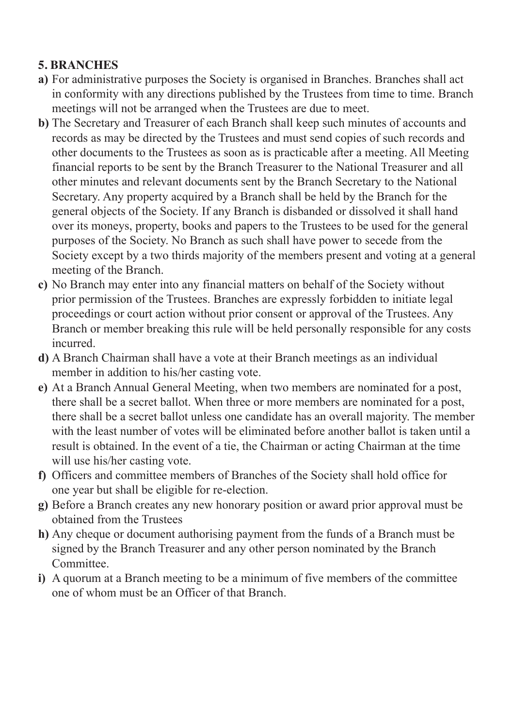## 5. BRANCHES

**a)** For administrative purposes the Society is organised in Branches. Branches shall act in conformity with any directions published by the Trustees from time to time. Branch meetings will not be arranged when the Trustees are due to meet.

**b)** The Secretary and Treasurer of each Branch shall keep such minutes of accounts and records as may be directed by the Trustees and must send copies of such records and other documents to the Trustees as soon as is practicable after a meeting. All Meeting financial reports to be sent by the Branch Treasurer to the National Treasurer and all other minutes and relevant documents sent by the Branch Secretary to the National Secretary. Any property acquired by a Branch shall be held by the Branch for the general objects of the Society. If any Branch is disbanded or dissolved it shall hand over its moneys, property, books and papers to the Trustees to be used for the general purposes of the Society. No Branch as such shall have power to secede from the Society except by a two thirds majority of the members present and voting at a general meeting of the Branch.

**c)** No Branch may enter into any financial matters on behalf of the Society without prior permission of the Trustees. Branches are expressly forbidden to initiate legal proceedings or court action without prior consent or approval of the Trustees. Any Branch or member breaking this rule will be held personally responsible for any costs incurred.

**d)** A Branch Chairman shall have a vote at their Branch meetings as an individual member in addition to his/her casting vote.

**e)** At a Branch Annual General Meeting, when two members are nominated for a post, there shall be a secret ballot. When three or more members are nominated for a post, there shall be a secret ballot unless one candidate has an overall majority. The member with the least number of votes will be eliminated before another ballot is taken until a result is obtained. In the event of a tie, the Chairman or acting Chairman at the time will use his/her casting vote.

**f)** Officers and committee members of Branches of the Society shall hold office for one year but shall be eligible for re-election.

**g)** Before a Branch creates any new honorary position or award prior approval must be obtained from the Trustees

**h)** Any cheque or document authorising payment from the funds of a Branch must be signed by the Branch Treasurer and any other person nominated by the Branch Committee.

**i)** A quorum at a Branch meeting to be a minimum of five members of the committee one of whom must be an Officer of that Branch.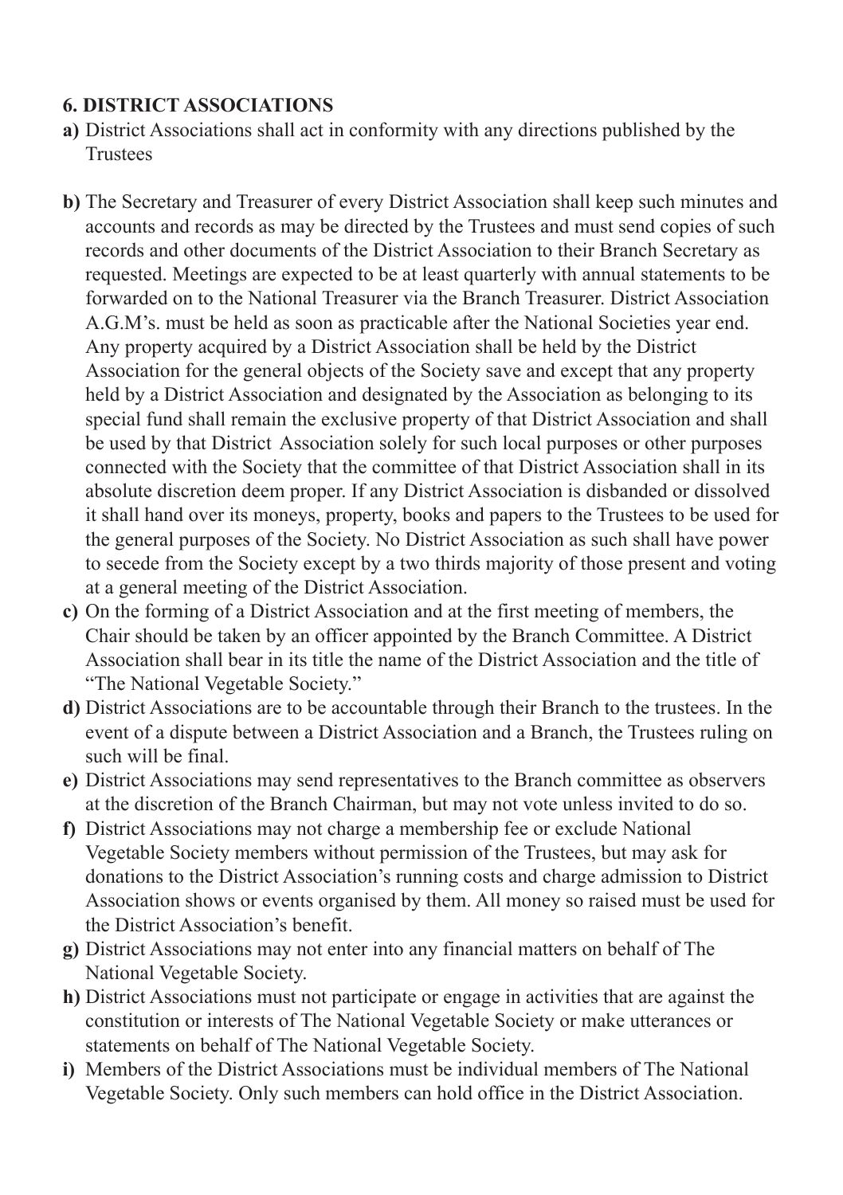## 6. DISTRICT ASSOCIATIONS

**a)** District Associations shall act in conformity with any directions published by the Trustees

**b)** The Secretary and Treasurer of every District Association shall keep such minutes and accounts and records as may be directed by the Trustees and must send copies of such records and other documents of the District Association to their Branch Secretary as requested. Meetings are expected to be at least quarterly with annual statements to be forwarded on to the National Treasurer via the Branch Treasurer. District Association A.G.M's. must be held as soon as practicable after the National Societies year end. Any property acquired by a District Association shall be held by the District Association for the general objects of the Society save and except that any property held by a District Association and designated by the Association as belonging to its special fund shall remain the exclusive property of that District Association and shall be used by that District Association solely for such local purposes or other purposes connected with the Society that the committee of that District Association shall in its absolute discretion deem proper. If any District Association is disbanded or dissolved it shall hand over its moneys, property, books and papers to the Trustees to be used for the general purposes of the Society. No District Association as such shall have power to secede from the Society except by a two thirds majority of those present and voting at a general meeting of the District Association.

**c)** On the forming of a District Association and at the first meeting of members, the Chair should be taken by an officer appointed by the Branch Committee. A District Association shall bear in its title the name of the District Association and the title of "The National Vegetable Society."

**d)** District Associations are to be accountable through their Branch to the trustees. In the event of a dispute between a District Association and a Branch, the Trustees ruling on such will be final.

**e)** District Associations may send representatives to the Branch committee as observers at the discretion of the Branch Chairman, but may not vote unless invited to do so.

**f)** District Associations may not charge a membership fee or exclude National Vegetable Society members without permission of the Trustees, but may ask for donations to the District Association's running costs and charge admission to District Association shows or events organised by them. All money so raised must be used for the District Association's benefit.

**g)** District Associations may not enter into any financial matters on behalf of The National Vegetable Society.

**h)** District Associations must not participate or engage in activities that are against the constitution or interests of The National Vegetable Society or make utterances or statements on behalf of The National Vegetable Society.

**i)** Members of the District Associations must be individual members of The National Vegetable Society. Only such members can hold office in the District Association.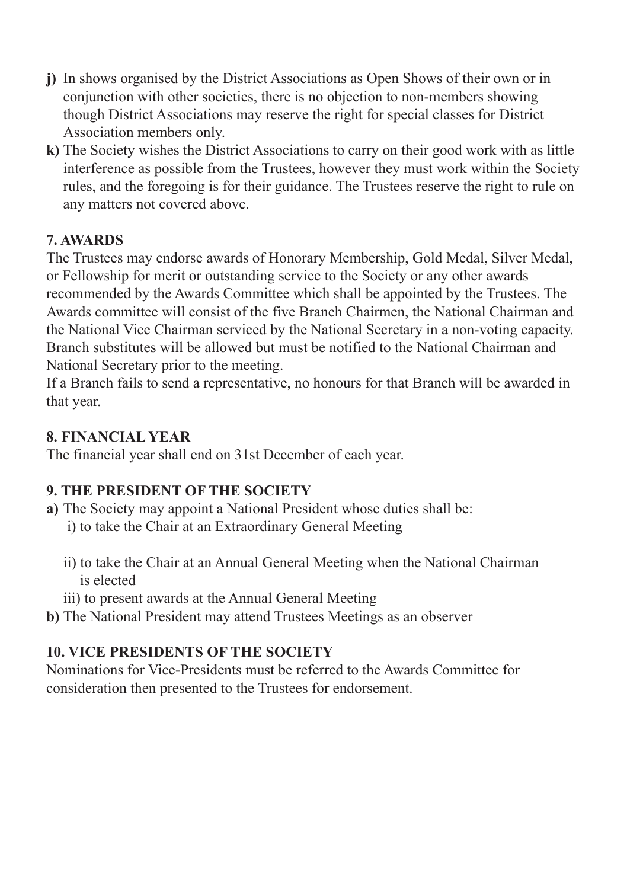**j)** In shows organised by the District Associations as Open Shows of their own or in conjunction with other societies, there is no objection to non-members showing though District Associations may reserve the right for special classes for District Association members only.

**k)** The Society wishes the District Associations to carry on their good work with as little interference as possible from the Trustees, however they must work within the Society rules, and the foregoing is for their guidance. The Trustees reserve the right to rule on any matters not covered above.

### 7. AWARDS

The Trustees may endorse awards of Honorary Membership, Gold Medal, Silver Medal, or Fellowship for merit or outstanding service to the Society or any other awards recommended by the Awards Committee which shall be appointed by the Trustees. The Awards committee will consist of the five Branch Chairmen, the National Chairman and the National Vice Chairman serviced by the National Secretary in a non-voting capacity. Branch substitutes will be allowed but must be notified to the National Chairman and National Secretary prior to the meeting.

If a Branch fails to send a representative, no honours for that Branch will be awarded in that year.

### 8. FINANCIAL YEAR

The financial year shall end on 31st December of each year.

### 9. THE PRESIDENT OF THE SOCIETY

**a)** The Society may appoint a National President whose duties shall be:

i) to take the Chair at an Extraordinary General Meeting

ii) to take the Chair at an Annual General Meeting when the National Chairman is elected

iii) to present awards at the Annual General Meeting

**b)** The National President may attend Trustees Meetings as an observer

### 10. VICE PRESIDENTS OF THE SOCIETY

Nominations for Vice-Presidents must be referred to the Awards Committee for consideration then presented to the Trustees for endorsement.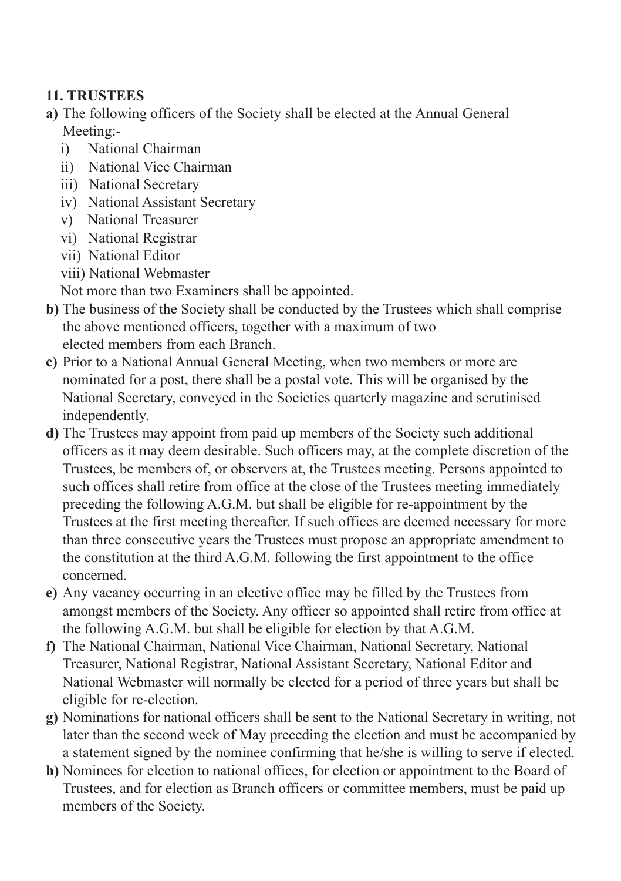## 11. TRUSTEES

**a)** The following officers of the Society shall be elected at the Annual General Meeting:-

   i) National Chairman
   ii) National Vice Chairman
   iii) National Secretary
   iv) National Assistant Secretary
   v) National Treasurer
   vi) National Registrar
   vii) National Editor
   viii) National Webmaster

   Not more than two Examiners shall be appointed.

**b)** The business of the Society shall be conducted by the Trustees which shall comprise the above mentioned officers, together with a maximum of two elected members from each Branch.

**c)** Prior to a National Annual General Meeting, when two members or more are nominated for a post, there shall be a postal vote. This will be organised by the National Secretary, conveyed in the Societies quarterly magazine and scrutinised independently.

**d)** The Trustees may appoint from paid up members of the Society such additional officers as it may deem desirable. Such officers may, at the complete discretion of the Trustees, be members of, or observers at, the Trustees meeting. Persons appointed to such offices shall retire from office at the close of the Trustees meeting immediately preceding the following A.G.M. but shall be eligible for re-appointment by the Trustees at the first meeting thereafter. If such offices are deemed necessary for more than three consecutive years the Trustees must propose an appropriate amendment to the constitution at the third A.G.M. following the first appointment to the office concerned.

**e)** Any vacancy occurring in an elective office may be filled by the Trustees from amongst members of the Society. Any officer so appointed shall retire from office at the following A.G.M. but shall be eligible for election by that A.G.M.

**f)** The National Chairman, National Vice Chairman, National Secretary, National Treasurer, National Registrar, National Assistant Secretary, National Editor and National Webmaster will normally be elected for a period of three years but shall be eligible for re-election.

**g)** Nominations for national officers shall be sent to the National Secretary in writing, not later than the second week of May preceding the election and must be accompanied by a statement signed by the nominee confirming that he/she is willing to serve if elected.

**h)** Nominees for election to national offices, for election or appointment to the Board of Trustees, and for election as Branch officers or committee members, must be paid up members of the Society.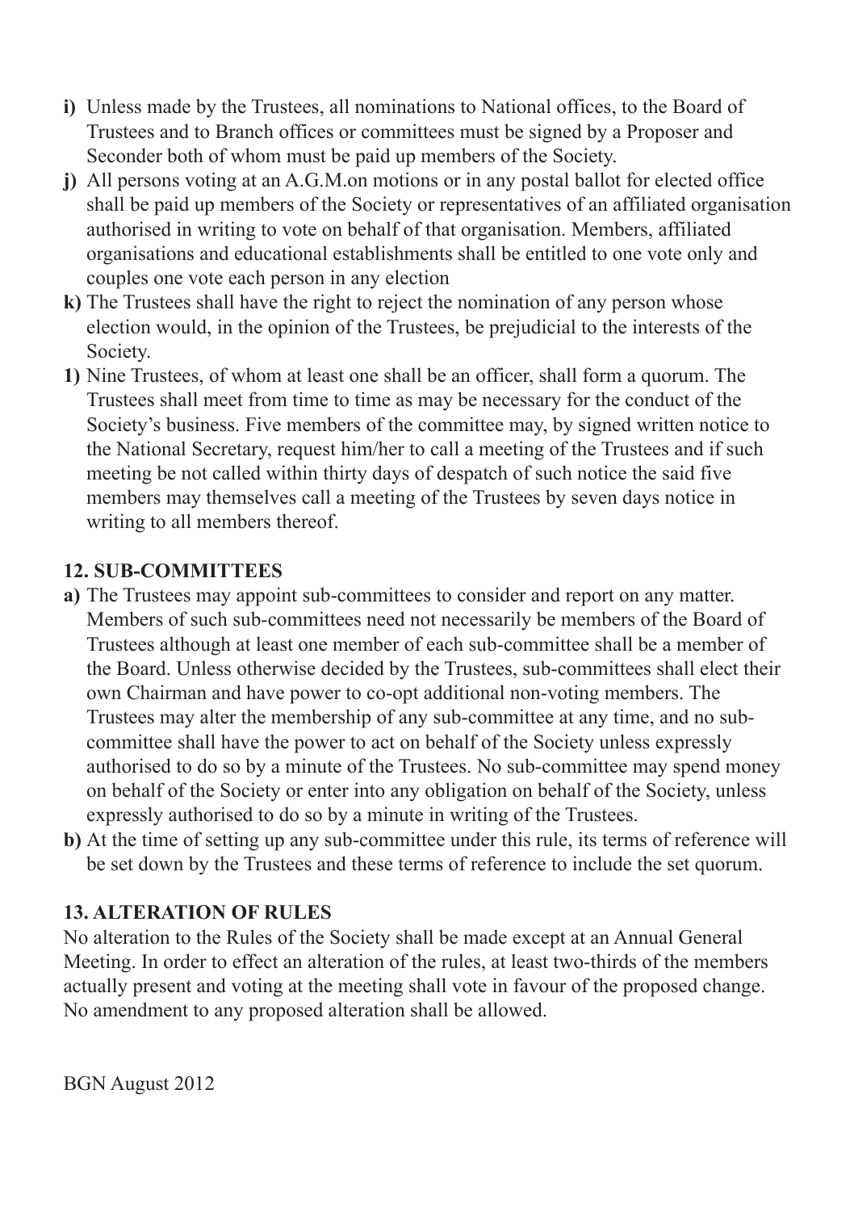- **i)** Unless made by the Trustees, all nominations to National offices, to the Board of Trustees and to Branch offices or committees must be signed by a Proposer and Seconder both of whom must be paid up members of the Society.
- **j)** All persons voting at an A.G.M.on motions or in any postal ballot for elected office shall be paid up members of the Society or representatives of an affiliated organisation authorised in writing to vote on behalf of that organisation. Members, affiliated organisations and educational establishments shall be entitled to one vote only and couples one vote each person in any election
- **k)** The Trustees shall have the right to reject the nomination of any person whose election would, in the opinion of the Trustees, be prejudicial to the interests of the Society.
- **1)** Nine Trustees, of whom at least one shall be an officer, shall form a quorum. The Trustees shall meet from time to time as may be necessary for the conduct of the Society's business. Five members of the committee may, by signed written notice to the National Secretary, request him/her to call a meeting of the Trustees and if such meeting be not called within thirty days of despatch of such notice the said five members may themselves call a meeting of the Trustees by seven days notice in writing to all members thereof.

## 12. SUB-COMMITTEES

- **a)** The Trustees may appoint sub-committees to consider and report on any matter. Members of such sub-committees need not necessarily be members of the Board of Trustees although at least one member of each sub-committee shall be a member of the Board. Unless otherwise decided by the Trustees, sub-committees shall elect their own Chairman and have power to co-opt additional non-voting members. The Trustees may alter the membership of any sub-committee at any time, and no sub-committee shall have the power to act on behalf of the Society unless expressly authorised to do so by a minute of the Trustees. No sub-committee may spend money on behalf of the Society or enter into any obligation on behalf of the Society, unless expressly authorised to do so by a minute in writing of the Trustees.
- **b)** At the time of setting up any sub-committee under this rule, its terms of reference will be set down by the Trustees and these terms of reference to include the set quorum.

## 13. ALTERATION OF RULES

No alteration to the Rules of the Society shall be made except at an Annual General Meeting. In order to effect an alteration of the rules, at least two-thirds of the members actually present and voting at the meeting shall vote in favour of the proposed change. No amendment to any proposed alteration shall be allowed.

BGN August 2012